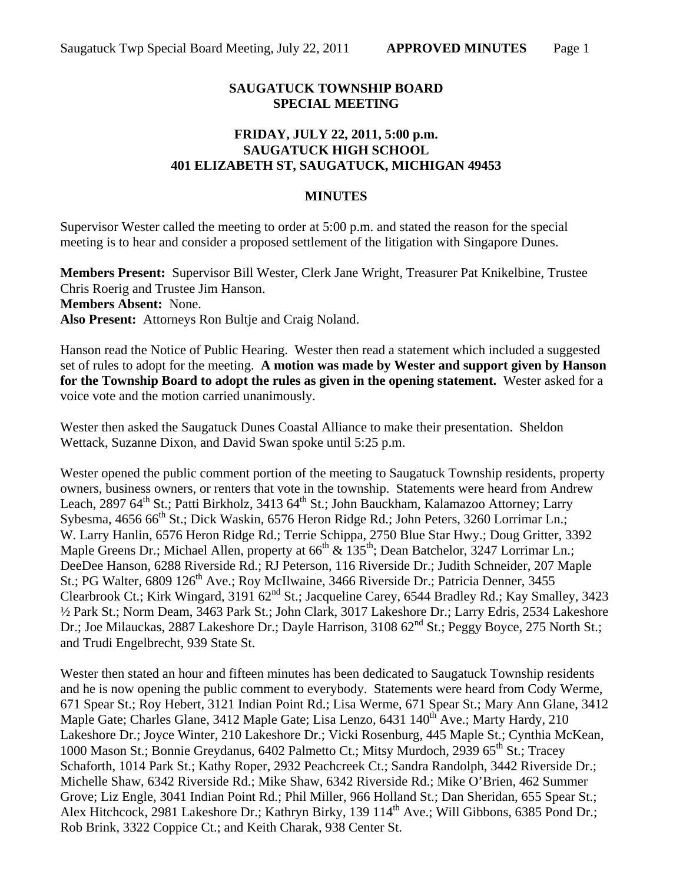# SAUGATUCK TOWNSHIP BOARD SPECIAL MEETING

## FRIDAY, JULY 22, 2011, 5:00 p.m.
## SAUGATUCK HIGH SCHOOL
## 401 ELIZABETH ST, SAUGATUCK, MICHIGAN 49453

### MINUTES

Supervisor Wester called the meeting to order at 5:00 p.m. and stated the reason for the special meeting is to hear and consider a proposed settlement of the litigation with Singapore Dunes.

**Members Present:** Supervisor Bill Wester, Clerk Jane Wright, Treasurer Pat Knikelbine, Trustee Chris Roerig and Trustee Jim Hanson.
**Members Absent:** None.
**Also Present:** Attorneys Ron Bultje and Craig Noland.

Hanson read the Notice of Public Hearing. Wester then read a statement which included a suggested set of rules to adopt for the meeting. **A motion was made by Wester and support given by Hanson for the Township Board to adopt the rules as given in the opening statement.** Wester asked for a voice vote and the motion carried unanimously.

Wester then asked the Saugatuck Dunes Coastal Alliance to make their presentation. Sheldon Wettack, Suzanne Dixon, and David Swan spoke until 5:25 p.m.

Wester opened the public comment portion of the meeting to Saugatuck Township residents, property owners, business owners, or renters that vote in the township. Statements were heard from Andrew Leach, 2897 64th St.; Patti Birkholz, 3413 64th St.; John Bauckham, Kalamazoo Attorney; Larry Sybesma, 4656 66th St.; Dick Waskin, 6576 Heron Ridge Rd.; John Peters, 3260 Lorrimar Ln.; W. Larry Hanlin, 6576 Heron Ridge Rd.; Terrie Schippa, 2750 Blue Star Hwy.; Doug Gritter, 3392 Maple Greens Dr.; Michael Allen, property at 66th & 135th; Dean Batchelor, 3247 Lorrimar Ln.; DeeDee Hanson, 6288 Riverside Rd.; RJ Peterson, 116 Riverside Dr.; Judith Schneider, 207 Maple St.; PG Walter, 6809 126th Ave.; Roy McIlwaine, 3466 Riverside Dr.; Patricia Denner, 3455 Clearbrook Ct.; Kirk Wingard, 3191 62nd St.; Jacqueline Carey, 6544 Bradley Rd.; Kay Smalley, 3423 ½ Park St.; Norm Deam, 3463 Park St.; John Clark, 3017 Lakeshore Dr.; Larry Edris, 2534 Lakeshore Dr.; Joe Milauckas, 2887 Lakeshore Dr.; Dayle Harrison, 3108 62nd St.; Peggy Boyce, 275 North St.; and Trudi Engelbrecht, 939 State St.

Wester then stated an hour and fifteen minutes has been dedicated to Saugatuck Township residents and he is now opening the public comment to everybody. Statements were heard from Cody Werme, 671 Spear St.; Roy Hebert, 3121 Indian Point Rd.; Lisa Werme, 671 Spear St.; Mary Ann Glane, 3412 Maple Gate; Charles Glane, 3412 Maple Gate; Lisa Lenzo, 6431 140th Ave.; Marty Hardy, 210 Lakeshore Dr.; Joyce Winter, 210 Lakeshore Dr.; Vicki Rosenburg, 445 Maple St.; Cynthia McKean, 1000 Mason St.; Bonnie Greydanus, 6402 Palmetto Ct.; Mitsy Murdoch, 2939 65th St.; Tracey Schaforth, 1014 Park St.; Kathy Roper, 2932 Peachcreek Ct.; Sandra Randolph, 3442 Riverside Dr.; Michelle Shaw, 6342 Riverside Rd.; Mike Shaw, 6342 Riverside Rd.; Mike O'Brien, 462 Summer Grove; Liz Engle, 3041 Indian Point Rd.; Phil Miller, 966 Holland St.; Dan Sheridan, 655 Spear St.; Alex Hitchcock, 2981 Lakeshore Dr.; Kathryn Birky, 139 114th Ave.; Will Gibbons, 6385 Pond Dr.; Rob Brink, 3322 Coppice Ct.; and Keith Charak, 938 Center St.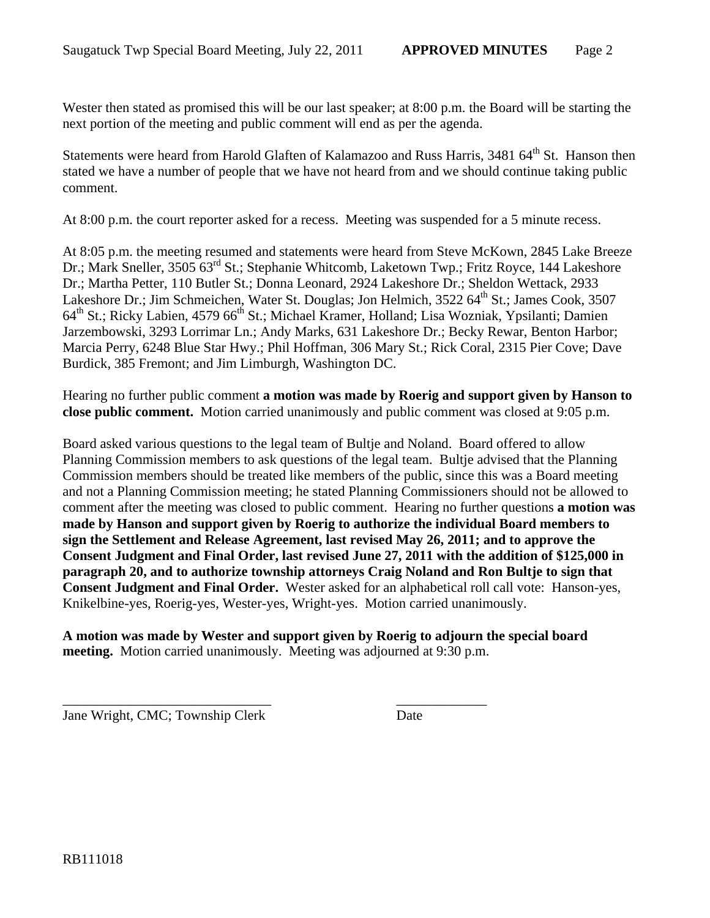Wester then stated as promised this will be our last speaker; at 8:00 p.m. the Board will be starting the next portion of the meeting and public comment will end as per the agenda.

Statements were heard from Harold Glaften of Kalamazoo and Russ Harris, 3481 64th St. Hanson then stated we have a number of people that we have not heard from and we should continue taking public comment.

At 8:00 p.m. the court reporter asked for a recess. Meeting was suspended for a 5 minute recess.

At 8:05 p.m. the meeting resumed and statements were heard from Steve McKown, 2845 Lake Breeze Dr.; Mark Sneller, 3505 63rd St.; Stephanie Whitcomb, Laketown Twp.; Fritz Royce, 144 Lakeshore Dr.; Martha Petter, 110 Butler St.; Donna Leonard, 2924 Lakeshore Dr.; Sheldon Wettack, 2933 Lakeshore Dr.; Jim Schmeichen, Water St. Douglas; Jon Helmich, 3522 64th St.; James Cook, 3507 64th St.; Ricky Labien, 4579 66th St.; Michael Kramer, Holland; Lisa Wozniak, Ypsilanti; Damien Jarzembowski, 3293 Lorrimar Ln.; Andy Marks, 631 Lakeshore Dr.; Becky Rewar, Benton Harbor; Marcia Perry, 6248 Blue Star Hwy.; Phil Hoffman, 306 Mary St.; Rick Coral, 2315 Pier Cove; Dave Burdick, 385 Fremont; and Jim Limburgh, Washington DC.

Hearing no further public comment **a motion was made by Roerig and support given by Hanson to close public comment.** Motion carried unanimously and public comment was closed at 9:05 p.m.

Board asked various questions to the legal team of Bultje and Noland. Board offered to allow Planning Commission members to ask questions of the legal team. Bultje advised that the Planning Commission members should be treated like members of the public, since this was a Board meeting and not a Planning Commission meeting; he stated Planning Commissioners should not be allowed to comment after the meeting was closed to public comment. Hearing no further questions **a motion was made by Hanson and support given by Roerig to authorize the individual Board members to sign the Settlement and Release Agreement, last revised May 26, 2011; and to approve the Consent Judgment and Final Order, last revised June 27, 2011 with the addition of $125,000 in paragraph 20, and to authorize township attorneys Craig Noland and Ron Bultje to sign that Consent Judgment and Final Order.** Wester asked for an alphabetical roll call vote: Hanson-yes, Knikelbine-yes, Roerig-yes, Wester-yes, Wright-yes. Motion carried unanimously.

**A motion was made by Wester and support given by Roerig to adjourn the special board meeting.** Motion carried unanimously. Meeting was adjourned at 9:30 p.m.

______________________________ _____________

Jane Wright, CMC; Township Clerk Date

RB111018